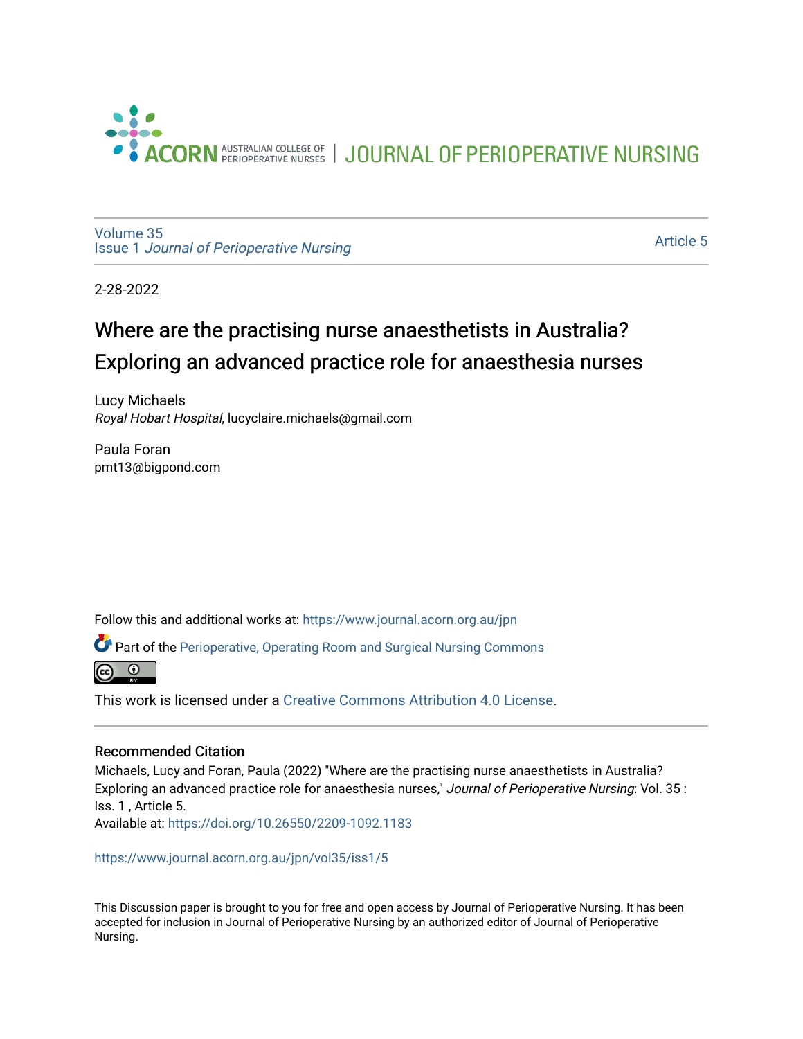ACORN AUSTRALIAN COLLEGE OF PERIOPERATIVE NURSES | JOURNAL OF PERIOPERATIVE NURSING

Volume 35
Issue 1 *Journal of Perioperative Nursing*

Article 5

2-28-2022

# Where are the practising nurse anaesthetists in Australia? Exploring an advanced practice role for anaesthesia nurses

Lucy Michaels
*Royal Hobart Hospital*, lucyclaire.michaels@gmail.com

Paula Foran
pmt13@bigpond.com

Follow this and additional works at: https://www.journal.acorn.org.au/jpn

Part of the Perioperative, Operating Room and Surgical Nursing Commons

This work is licensed under a Creative Commons Attribution 4.0 License.

### Recommended Citation

Michaels, Lucy and Foran, Paula (2022) "Where are the practising nurse anaesthetists in Australia? Exploring an advanced practice role for anaesthesia nurses," *Journal of Perioperative Nursing*: Vol. 35 : Iss. 1 , Article 5.
Available at: https://doi.org/10.26550/2209-1092.1183

https://www.journal.acorn.org.au/jpn/vol35/iss1/5

This Discussion paper is brought to you for free and open access by Journal of Perioperative Nursing. It has been accepted for inclusion in Journal of Perioperative Nursing by an authorized editor of Journal of Perioperative Nursing.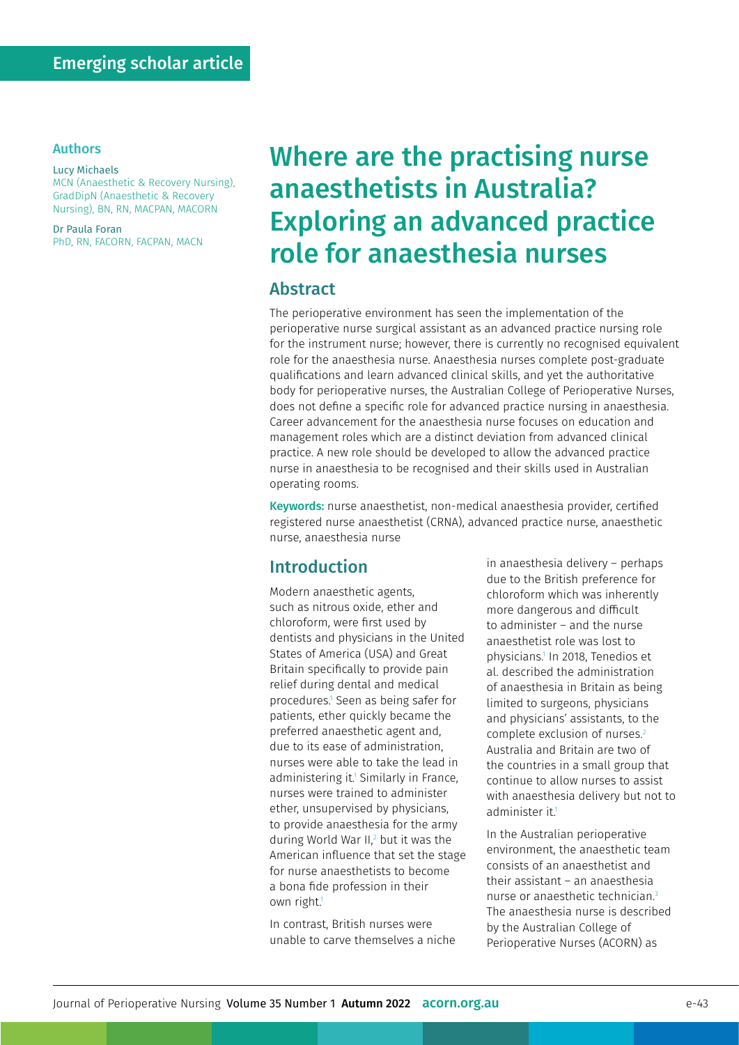Emerging scholar article

## Authors

Lucy Michaels
MCN (Anaesthetic & Recovery Nursing), GradDipN (Anaesthetic & Recovery Nursing), BN, RN, MACPAN, MACORN

Dr Paula Foran
PhD, RN, FACORN, FACPAN, MACN

# Where are the practising nurse anaesthetists in Australia? Exploring an advanced practice role for anaesthesia nurses

## Abstract

The perioperative environment has seen the implementation of the perioperative nurse surgical assistant as an advanced practice nursing role for the instrument nurse; however, there is currently no recognised equivalent role for the anaesthesia nurse. Anaesthesia nurses complete post-graduate qualifications and learn advanced clinical skills, and yet the authoritative body for perioperative nurses, the Australian College of Perioperative Nurses, does not define a specific role for advanced practice nursing in anaesthesia. Career advancement for the anaesthesia nurse focuses on education and management roles which are a distinct deviation from advanced clinical practice. A new role should be developed to allow the advanced practice nurse in anaesthesia to be recognised and their skills used in Australian operating rooms.

**Keywords:** nurse anaesthetist, non-medical anaesthesia provider, certified registered nurse anaesthetist (CRNA), advanced practice nurse, anaesthetic nurse, anaesthesia nurse

## Introduction

Modern anaesthetic agents, such as nitrous oxide, ether and chloroform, were first used by dentists and physicians in the United States of America (USA) and Great Britain specifically to provide pain relief during dental and medical procedures.[1] Seen as being safer for patients, ether quickly became the preferred anaesthetic agent and, due to its ease of administration, nurses were able to take the lead in administering it.[1] Similarly in France, nurses were trained to administer ether, unsupervised by physicians, to provide anaesthesia for the army during World War II,[2] but it was the American influence that set the stage for nurse anaesthetists to become a bona fide profession in their own right.[1]

In contrast, British nurses were unable to carve themselves a niche in anaesthesia delivery – perhaps due to the British preference for chloroform which was inherently more dangerous and difficult to administer – and the nurse anaesthetist role was lost to physicians.[1] In 2018, Tenedios et al. described the administration of anaesthesia in Britain as being limited to surgeons, physicians and physicians' assistants, to the complete exclusion of nurses.[2] Australia and Britain are two of the countries in a small group that continue to allow nurses to assist with anaesthesia delivery but not to administer it.[1]

In the Australian perioperative environment, the anaesthetic team consists of an anaesthetist and their assistant – an anaesthesia nurse or anaesthetic technician.[3] The anaesthesia nurse is described by the Australian College of Perioperative Nurses (ACORN) as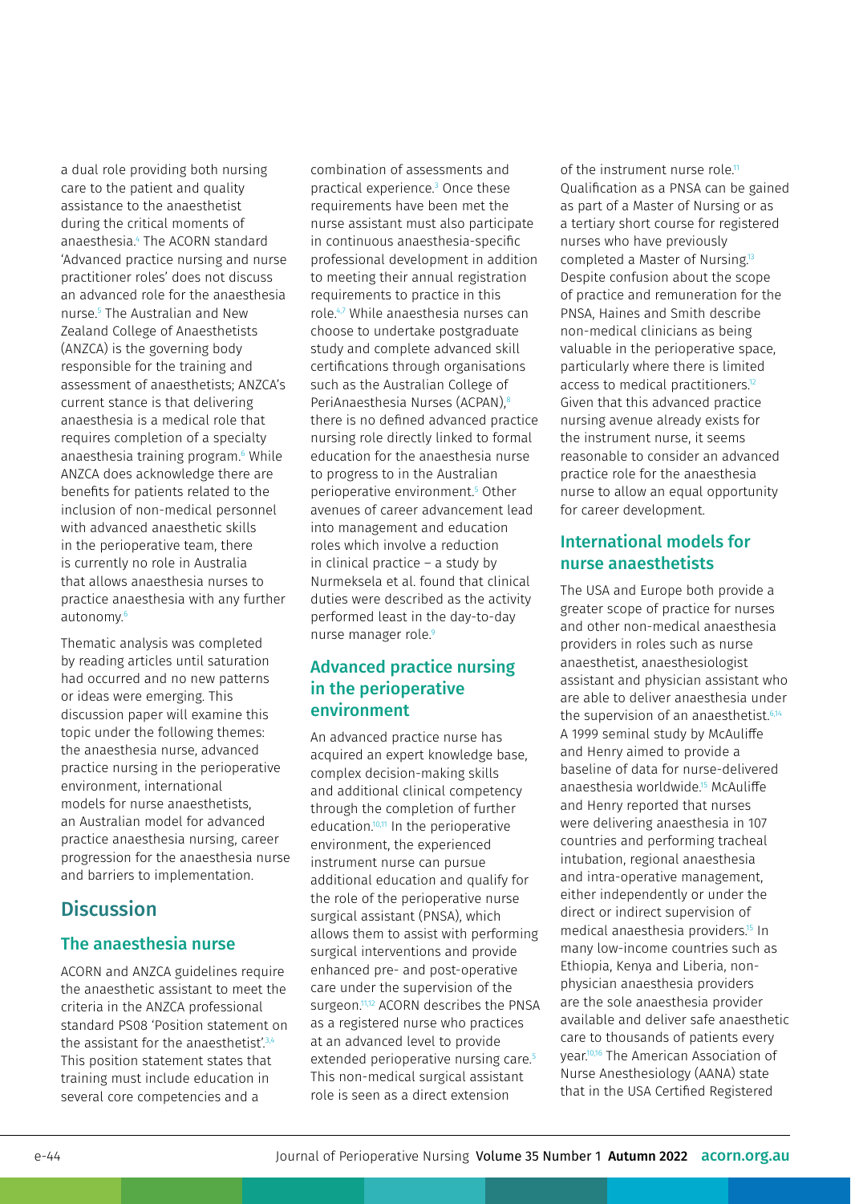a dual role providing both nursing care to the patient and quality assistance to the anaesthetist during the critical moments of anaesthesia.[4] The ACORN standard 'Advanced practice nursing and nurse practitioner roles' does not discuss an advanced role for the anaesthesia nurse.[5] The Australian and New Zealand College of Anaesthetists (ANZCA) is the governing body responsible for the training and assessment of anaesthetists; ANZCA's current stance is that delivering anaesthesia is a medical role that requires completion of a specialty anaesthesia training program.[6] While ANZCA does acknowledge there are benefits for patients related to the inclusion of non-medical personnel with advanced anaesthetic skills in the perioperative team, there is currently no role in Australia that allows anaesthesia nurses to practice anaesthesia with any further autonomy.[6]

Thematic analysis was completed by reading articles until saturation had occurred and no new patterns or ideas were emerging. This discussion paper will examine this topic under the following themes: the anaesthesia nurse, advanced practice nursing in the perioperative environment, international models for nurse anaesthetists, an Australian model for advanced practice anaesthesia nursing, career progression for the anaesthesia nurse and barriers to implementation.

## Discussion

### The anaesthesia nurse

ACORN and ANZCA guidelines require the anaesthetic assistant to meet the criteria in the ANZCA professional standard PS08 'Position statement on the assistant for the anaesthetist'.[3,4] This position statement states that training must include education in several core competencies and a combination of assessments and practical experience.[3] Once these requirements have been met the nurse assistant must also participate in continuous anaesthesia-specific professional development in addition to meeting their annual registration requirements to practice in this role.[4,7] While anaesthesia nurses can choose to undertake postgraduate study and complete advanced skill certifications through organisations such as the Australian College of PeriAnaesthesia Nurses (ACPAN),[8] there is no defined advanced practice nursing role directly linked to formal education for the anaesthesia nurse to progress to in the Australian perioperative environment.[5] Other avenues of career advancement lead into management and education roles which involve a reduction in clinical practice – a study by Nurmeksela et al. found that clinical duties were described as the activity performed least in the day-to-day nurse manager role.[9]

### Advanced practice nursing in the perioperative environment

An advanced practice nurse has acquired an expert knowledge base, complex decision-making skills and additional clinical competency through the completion of further education.[10,11] In the perioperative environment, the experienced instrument nurse can pursue additional education and qualify for the role of the perioperative nurse surgical assistant (PNSA), which allows them to assist with performing surgical interventions and provide enhanced pre- and post-operative care under the supervision of the surgeon.[11,12] ACORN describes the PNSA as a registered nurse who practices at an advanced level to provide extended perioperative nursing care.[5] This non-medical surgical assistant role is seen as a direct extension of the instrument nurse role.[11] Qualification as a PNSA can be gained as part of a Master of Nursing or as a tertiary short course for registered nurses who have previously completed a Master of Nursing.[13] Despite confusion about the scope of practice and remuneration for the PNSA, Haines and Smith describe non-medical clinicians as being valuable in the perioperative space, particularly where there is limited access to medical practitioners.[12] Given that this advanced practice nursing avenue already exists for the instrument nurse, it seems reasonable to consider an advanced practice role for the anaesthesia nurse to allow an equal opportunity for career development.

### International models for nurse anaesthetists

The USA and Europe both provide a greater scope of practice for nurses and other non-medical anaesthesia providers in roles such as nurse anaesthetist, anaesthesiologist assistant and physician assistant who are able to deliver anaesthesia under the supervision of an anaesthetist.[6,14] A 1999 seminal study by McAuliffe and Henry aimed to provide a baseline of data for nurse-delivered anaesthesia worldwide.[15] McAuliffe and Henry reported that nurses were delivering anaesthesia in 107 countries and performing tracheal intubation, regional anaesthesia and intra-operative management, either independently or under the direct or indirect supervision of medical anaesthesia providers.[15] In many low-income countries such as Ethiopia, Kenya and Liberia, non-physician anaesthesia providers are the sole anaesthesia provider available and deliver safe anaesthetic care to thousands of patients every year.[10,16] The American Association of Nurse Anesthesiology (AANA) state that in the USA Certified Registered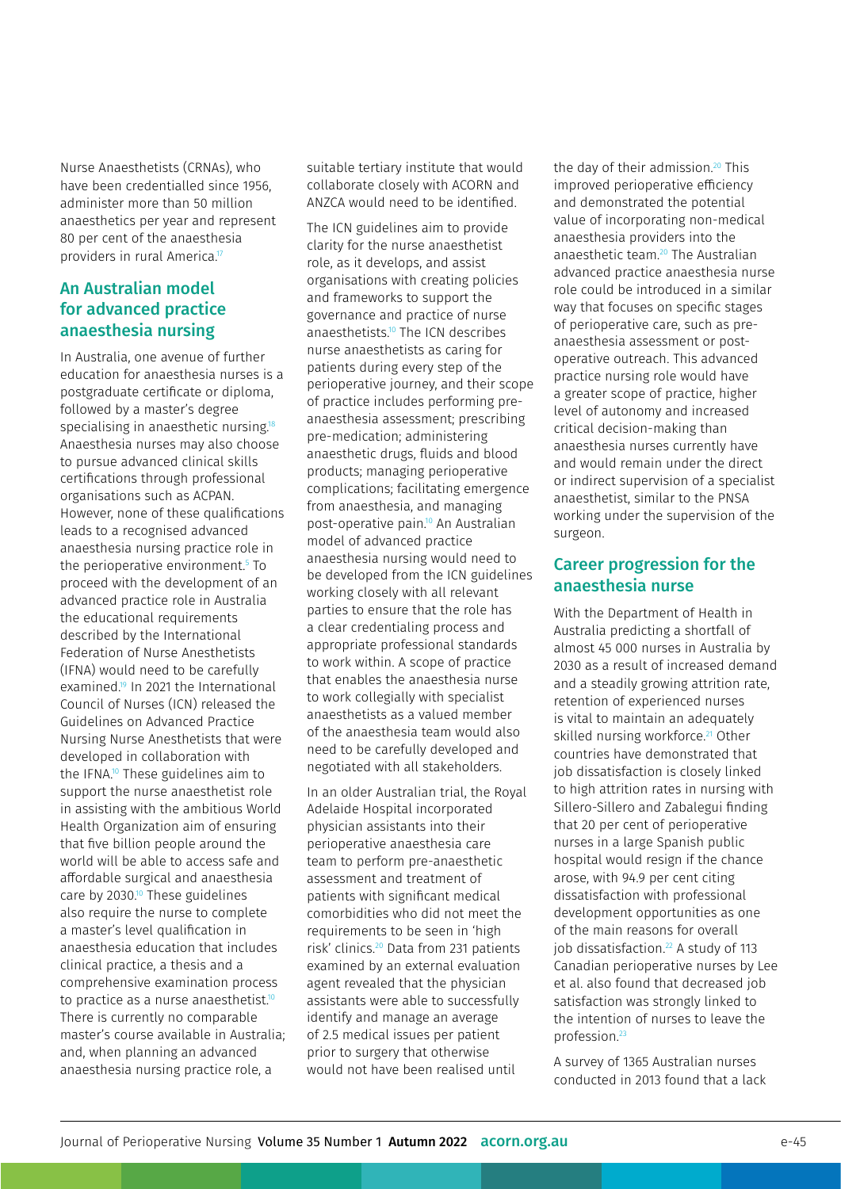Nurse Anaesthetists (CRNAs), who have been credentialled since 1956, administer more than 50 million anaesthetics per year and represent 80 per cent of the anaesthesia providers in rural America.[17]

## An Australian model for advanced practice anaesthesia nursing

In Australia, one avenue of further education for anaesthesia nurses is a postgraduate certificate or diploma, followed by a master's degree specialising in anaesthetic nursing.[18] Anaesthesia nurses may also choose to pursue advanced clinical skills certifications through professional organisations such as ACPAN. However, none of these qualifications leads to a recognised advanced anaesthesia nursing practice role in the perioperative environment.[5] To proceed with the development of an advanced practice role in Australia the educational requirements described by the International Federation of Nurse Anesthetists (IFNA) would need to be carefully examined.[19] In 2021 the International Council of Nurses (ICN) released the Guidelines on Advanced Practice Nursing Nurse Anesthetists that were developed in collaboration with the IFNA.[10] These guidelines aim to support the nurse anaesthetist role in assisting with the ambitious World Health Organization aim of ensuring that five billion people around the world will be able to access safe and affordable surgical and anaesthesia care by 2030.[10] These guidelines also require the nurse to complete a master's level qualification in anaesthesia education that includes clinical practice, a thesis and a comprehensive examination process to practice as a nurse anaesthetist.[10] There is currently no comparable master's course available in Australia; and, when planning an advanced anaesthesia nursing practice role, a suitable tertiary institute that would collaborate closely with ACORN and ANZCA would need to be identified.

The ICN guidelines aim to provide clarity for the nurse anaesthetist role, as it develops, and assist organisations with creating policies and frameworks to support the governance and practice of nurse anaesthetists.[10] The ICN describes nurse anaesthetists as caring for patients during every step of the perioperative journey, and their scope of practice includes performing pre-anaesthesia assessment; prescribing pre-medication; administering anaesthetic drugs, fluids and blood products; managing perioperative complications; facilitating emergence from anaesthesia, and managing post-operative pain.[10] An Australian model of advanced practice anaesthesia nursing would need to be developed from the ICN guidelines working closely with all relevant parties to ensure that the role has a clear credentialing process and appropriate professional standards to work within. A scope of practice that enables the anaesthesia nurse to work collegially with specialist anaesthetists as a valued member of the anaesthesia team would also need to be carefully developed and negotiated with all stakeholders.

In an older Australian trial, the Royal Adelaide Hospital incorporated physician assistants into their perioperative anaesthesia care team to perform pre-anaesthetic assessment and treatment of patients with significant medical comorbidities who did not meet the requirements to be seen in 'high risk' clinics.[20] Data from 231 patients examined by an external evaluation agent revealed that the physician assistants were able to successfully identify and manage an average of 2.5 medical issues per patient prior to surgery that otherwise would not have been realised until the day of their admission.[20] This improved perioperative efficiency and demonstrated the potential value of incorporating non-medical anaesthesia providers into the anaesthetic team.[20] The Australian advanced practice anaesthesia nurse role could be introduced in a similar way that focuses on specific stages of perioperative care, such as pre-anaesthesia assessment or post-operative outreach. This advanced practice nursing role would have a greater scope of practice, higher level of autonomy and increased critical decision-making than anaesthesia nurses currently have and would remain under the direct or indirect supervision of a specialist anaesthetist, similar to the PNSA working under the supervision of the surgeon.

## Career progression for the anaesthesia nurse

With the Department of Health in Australia predicting a shortfall of almost 45 000 nurses in Australia by 2030 as a result of increased demand and a steadily growing attrition rate, retention of experienced nurses is vital to maintain an adequately skilled nursing workforce.[21] Other countries have demonstrated that job dissatisfaction is closely linked to high attrition rates in nursing with Sillero-Sillero and Zabalegui finding that 20 per cent of perioperative nurses in a large Spanish public hospital would resign if the chance arose, with 94.9 per cent citing dissatisfaction with professional development opportunities as one of the main reasons for overall job dissatisfaction.[22] A study of 113 Canadian perioperative nurses by Lee et al. also found that decreased job satisfaction was strongly linked to the intention of nurses to leave the profession.[23]

A survey of 1365 Australian nurses conducted in 2013 found that a lack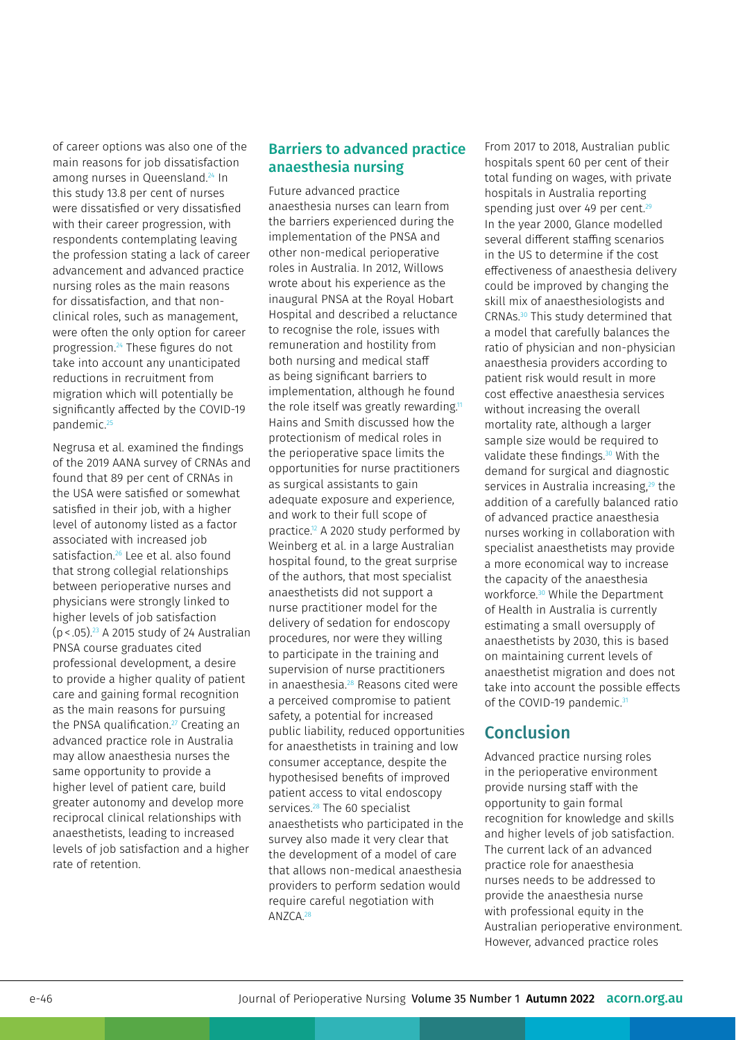of career options was also one of the main reasons for job dissatisfaction among nurses in Queensland.[24] In this study 13.8 per cent of nurses were dissatisfied or very dissatisfied with their career progression, with respondents contemplating leaving the profession stating a lack of career advancement and advanced practice nursing roles as the main reasons for dissatisfaction, and that non-clinical roles, such as management, were often the only option for career progression.[24] These figures do not take into account any unanticipated reductions in recruitment from migration which will potentially be significantly affected by the COVID-19 pandemic.[25]

Negrusa et al. examined the findings of the 2019 AANA survey of CRNAs and found that 89 per cent of CRNAs in the USA were satisfied or somewhat satisfied in their job, with a higher level of autonomy listed as a factor associated with increased job satisfaction.[26] Lee et al. also found that strong collegial relationships between perioperative nurses and physicians were strongly linked to higher levels of job satisfaction ($p < .05$).[23] A 2015 study of 24 Australian PNSA course graduates cited professional development, a desire to provide a higher quality of patient care and gaining formal recognition as the main reasons for pursuing the PNSA qualification.[27] Creating an advanced practice role in Australia may allow anaesthesia nurses the same opportunity to provide a higher level of patient care, build greater autonomy and develop more reciprocal clinical relationships with anaesthetists, leading to increased levels of job satisfaction and a higher rate of retention.

## Barriers to advanced practice anaesthesia nursing

Future advanced practice anaesthesia nurses can learn from the barriers experienced during the implementation of the PNSA and other non-medical perioperative roles in Australia. In 2012, Willows wrote about his experience as the inaugural PNSA at the Royal Hobart Hospital and described a reluctance to recognise the role, issues with remuneration and hostility from both nursing and medical staff as being significant barriers to implementation, although he found the role itself was greatly rewarding.[11] Hains and Smith discussed how the protectionism of medical roles in the perioperative space limits the opportunities for nurse practitioners as surgical assistants to gain adequate exposure and experience, and work to their full scope of practice.[12] A 2020 study performed by Weinberg et al. in a large Australian hospital found, to the great surprise of the authors, that most specialist anaesthetists did not support a nurse practitioner model for the delivery of sedation for endoscopy procedures, nor were they willing to participate in the training and supervision of nurse practitioners in anaesthesia.[28] Reasons cited were a perceived compromise to patient safety, a potential for increased public liability, reduced opportunities for anaesthetists in training and low consumer acceptance, despite the hypothesised benefits of improved patient access to vital endoscopy services.[28] The 60 specialist anaesthetists who participated in the survey also made it very clear that the development of a model of care that allows non-medical anaesthesia providers to perform sedation would require careful negotiation with ANZCA.[28]

From 2017 to 2018, Australian public hospitals spent 60 per cent of their total funding on wages, with private hospitals in Australia reporting spending just over 49 per cent.[29] In the year 2000, Glance modelled several different staffing scenarios in the US to determine if the cost effectiveness of anaesthesia delivery could be improved by changing the skill mix of anaesthesiologists and CRNAs.[30] This study determined that a model that carefully balances the ratio of physician and non-physician anaesthesia providers according to patient risk would result in more cost effective anaesthesia services without increasing the overall mortality rate, although a larger sample size would be required to validate these findings.[30] With the demand for surgical and diagnostic services in Australia increasing,[29] the addition of a carefully balanced ratio of advanced practice anaesthesia nurses working in collaboration with specialist anaesthetists may provide a more economical way to increase the capacity of the anaesthesia workforce.[30] While the Department of Health in Australia is currently estimating a small oversupply of anaesthetists by 2030, this is based on maintaining current levels of anaesthetist migration and does not take into account the possible effects of the COVID-19 pandemic.[31]

## Conclusion

Advanced practice nursing roles in the perioperative environment provide nursing staff with the opportunity to gain formal recognition for knowledge and skills and higher levels of job satisfaction. The current lack of an advanced practice role for anaesthesia nurses needs to be addressed to provide the anaesthesia nurse with professional equity in the Australian perioperative environment. However, advanced practice roles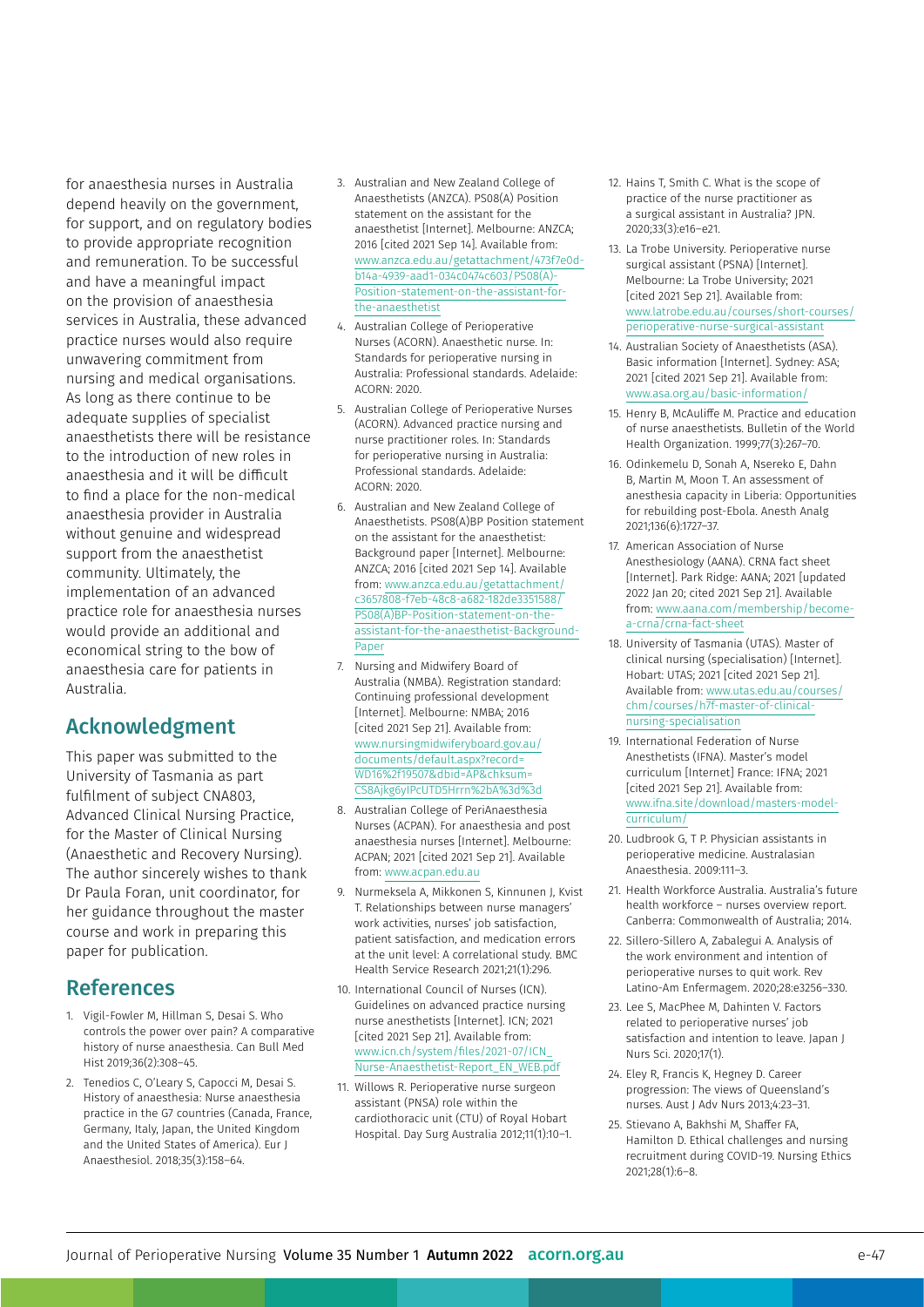for anaesthesia nurses in Australia depend heavily on the government, for support, and on regulatory bodies to provide appropriate recognition and remuneration. To be successful and have a meaningful impact on the provision of anaesthesia services in Australia, these advanced practice nurses would also require unwavering commitment from nursing and medical organisations. As long as there continue to be adequate supplies of specialist anaesthetists there will be resistance to the introduction of new roles in anaesthesia and it will be difficult to find a place for the non-medical anaesthesia provider in Australia without genuine and widespread support from the anaesthetist community. Ultimately, the implementation of an advanced practice role for anaesthesia nurses would provide an additional and economical string to the bow of anaesthesia care for patients in Australia.

## Acknowledgment

This paper was submitted to the University of Tasmania as part fulfilment of subject CNA803, Advanced Clinical Nursing Practice, for the Master of Clinical Nursing (Anaesthetic and Recovery Nursing). The author sincerely wishes to thank Dr Paula Foran, unit coordinator, for her guidance throughout the master course and work in preparing this paper for publication.

## References

1. Vigil-Fowler M, Hillman S, Desai S. Who controls the power over pain? A comparative history of nurse anaesthesia. Can Bull Med Hist 2019;36(2):308–45.
2. Tenedios C, O'Leary S, Capocci M, Desai S. History of anaesthesia: Nurse anaesthesia practice in the G7 countries (Canada, France, Germany, Italy, Japan, the United Kingdom and the United States of America). Eur J Anaesthesiol. 2018;35(3):158–64.
3. Australian and New Zealand College of Anaesthetists (ANZCA). PS08(A) Position statement on the assistant for the anaesthetist [Internet]. Melbourne: ANZCA; 2016 [cited 2021 Sep 14]. Available from: www.anzca.edu.au/getattachment/473f7e0d-b14a-4939-aad1-034c0474c603/PS08(A)-Position-statement-on-the-assistant-for-the-anaesthetist
4. Australian College of Perioperative Nurses (ACORN). Anaesthetic nurse. In: Standards for perioperative nursing in Australia: Professional standards. Adelaide: ACORN: 2020.
5. Australian College of Perioperative Nurses (ACORN). Advanced practice nursing and nurse practitioner roles. In: Standards for perioperative nursing in Australia: Professional standards. Adelaide: ACORN: 2020.
6. Australian and New Zealand College of Anaesthetists. PS08(A)BP Position statement on the assistant for the anaesthetist: Background paper [Internet]. Melbourne: ANZCA; 2016 [cited 2021 Sep 14]. Available from: www.anzca.edu.au/getattachment/c3657808-f7eb-48c8-a682-182de3351588/PS08(A)BP-Position-statement-on-the-assistant-for-the-anaesthetist-Background-Paper
7. Nursing and Midwifery Board of Australia (NMBA). Registration standard: Continuing professional development [Internet]. Melbourne: NMBA; 2016 [cited 2021 Sep 21]. Available from: www.nursingmidwiferyboard.gov.au/documents/default.aspx?record=WD16%2f19507&dbid=AP&chksum=CS8Ajkg6yIPcUTD5Hrrn%2bA%3d%3d
8. Australian College of PeriAnaesthesia Nurses (ACPAN). For anaesthesia and post anaesthesia nurses [Internet]. Melbourne: ACPAN; 2021 [cited 2021 Sep 21]. Available from: www.acpan.edu.au
9. Nurmeksela A, Mikkonen S, Kinnunen J, Kvist T. Relationships between nurse managers' work activities, nurses' job satisfaction, patient satisfaction, and medication errors at the unit level: A correlational study. BMC Health Service Research 2021;21(1):296.
10. International Council of Nurses (ICN). Guidelines on advanced practice nursing nurse anesthetists [Internet]. ICN; 2021 [cited 2021 Sep 21]. Available from: www.icn.ch/system/files/2021-07/ICN_Nurse-Anaesthetist-Report_EN_WEB.pdf
11. Willows R. Perioperative nurse surgeon assistant (PNSA) role within the cardiothoracic unit (CTU) of Royal Hobart Hospital. Day Surg Australia 2012;11(1):10–1.
12. Hains T, Smith C. What is the scope of practice of the nurse practitioner as a surgical assistant in Australia? JPN. 2020;33(3):e16–e21.
13. La Trobe University. Perioperative nurse surgical assistant (PSNA) [Internet]. Melbourne: La Trobe University; 2021 [cited 2021 Sep 21]. Available from: www.latrobe.edu.au/courses/short-courses/perioperative-nurse-surgical-assistant
14. Australian Society of Anaesthetists (ASA). Basic information [Internet]. Sydney: ASA; 2021 [cited 2021 Sep 21]. Available from: www.asa.org.au/basic-information/
15. Henry B, McAuliffe M. Practice and education of nurse anaesthetists. Bulletin of the World Health Organization. 1999;77(3):267–70.
16. Odinkemelu D, Sonah A, Nsereko E, Dahn B, Martin M, Moon T. An assessment of anesthesia capacity in Liberia: Opportunities for rebuilding post-Ebola. Anesth Analg 2021;136(6):1727–37.
17. American Association of Nurse Anesthesiology (AANA). CRNA fact sheet [Internet]. Park Ridge: AANA; 2021 [updated 2022 Jan 20; cited 2021 Sep 21]. Available from: www.aana.com/membership/become-a-crna/crna-fact-sheet
18. University of Tasmania (UTAS). Master of clinical nursing (specialisation) [Internet]. Hobart: UTAS; 2021 [cited 2021 Sep 21]. Available from: www.utas.edu.au/courses/chm/courses/h7f-master-of-clinical-nursing-specialisation
19. International Federation of Nurse Anesthetists (IFNA). Master's model curriculum [Internet] France: IFNA; 2021 [cited 2021 Sep 21]. Available from: www.ifna.site/download/masters-model-curriculum/
20. Ludbrook G, T P. Physician assistants in perioperative medicine. Australasian Anaesthesia. 2009:111–3.
21. Health Workforce Australia. Australia's future health workforce – nurses overview report. Canberra: Commonwealth of Australia; 2014.
22. Sillero-Sillero A, Zabalegui A. Analysis of the work environment and intention of perioperative nurses to quit work. Rev Latino-Am Enfermagem. 2020;28:e3256–330.
23. Lee S, MacPhee M, Dahinten V. Factors related to perioperative nurses' job satisfaction and intention to leave. Japan J Nurs Sci. 2020;17(1).
24. Eley R, Francis K, Hegney D. Career progression: The views of Queensland's nurses. Aust J Adv Nurs 2013;4:23–31.
25. Stievano A, Bakhshi M, Shaffer FA, Hamilton D. Ethical challenges and nursing recruitment during COVID-19. Nursing Ethics 2021;28(1):6–8.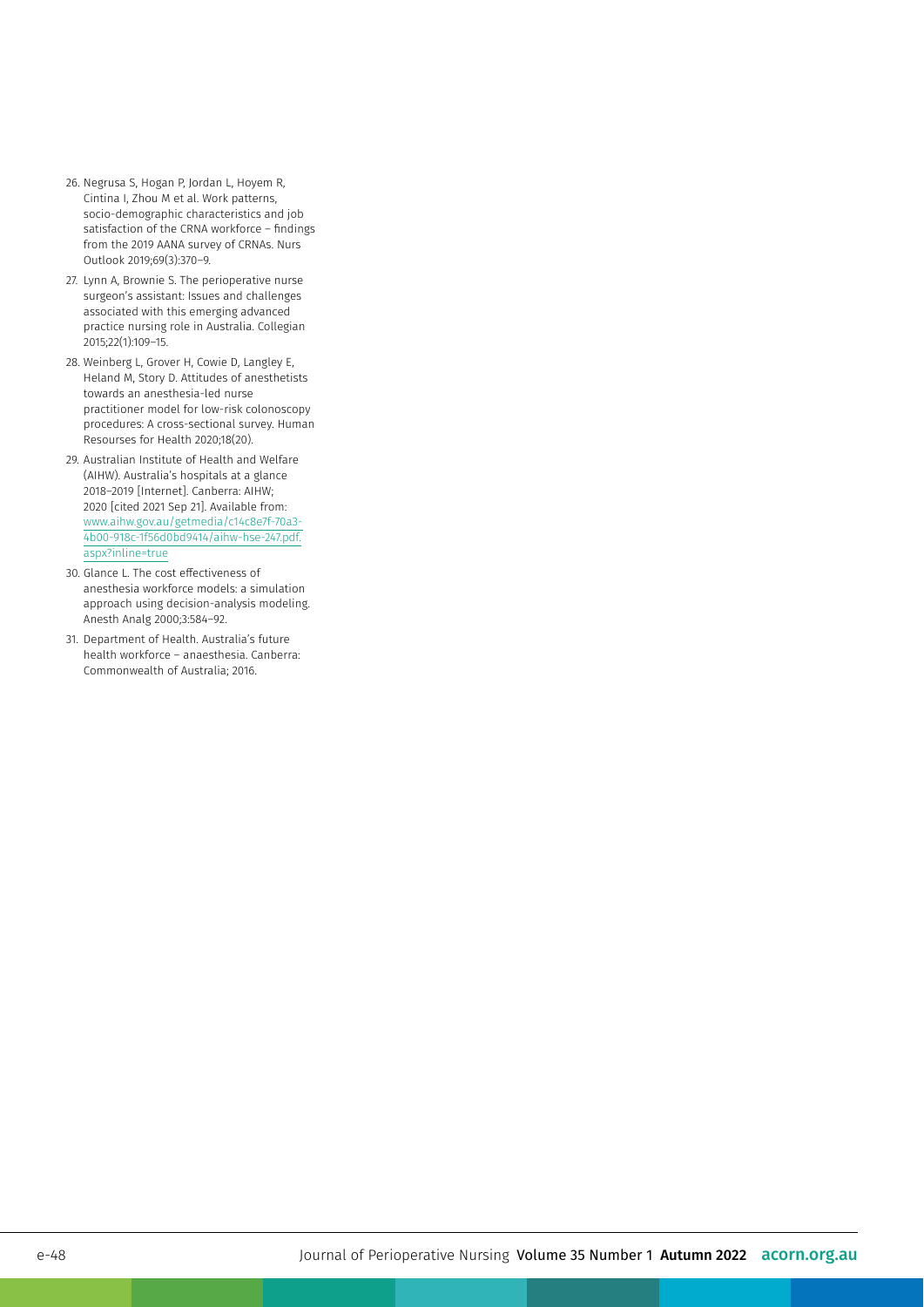26. Negrusa S, Hogan P, Jordan L, Hoyem R, Cintina I, Zhou M et al. Work patterns, socio-demographic characteristics and job satisfaction of the CRNA workforce – findings from the 2019 AANA survey of CRNAs. Nurs Outlook 2019;69(3):370–9.
27. Lynn A, Brownie S. The perioperative nurse surgeon's assistant: Issues and challenges associated with this emerging advanced practice nursing role in Australia. Collegian 2015;22(1):109–15.
28. Weinberg L, Grover H, Cowie D, Langley E, Heland M, Story D. Attitudes of anesthetists towards an anesthesia-led nurse practitioner model for low-risk colonoscopy procedures: A cross-sectional survey. Human Resourses for Health 2020;18(20).
29. Australian Institute of Health and Welfare (AIHW). Australia's hospitals at a glance 2018–2019 [Internet]. Canberra: AIHW; 2020 [cited 2021 Sep 21]. Available from: www.aihw.gov.au/getmedia/c14c8e7f-70a3-4b00-918c-1f56d0bd9414/aihw-hse-247.pdf.aspx?inline=true
30. Glance L. The cost effectiveness of anesthesia workforce models: a simulation approach using decision-analysis modeling. Anesth Analg 2000;3:584–92.
31. Department of Health. Australia's future health workforce – anaesthesia. Canberra: Commonwealth of Australia; 2016.